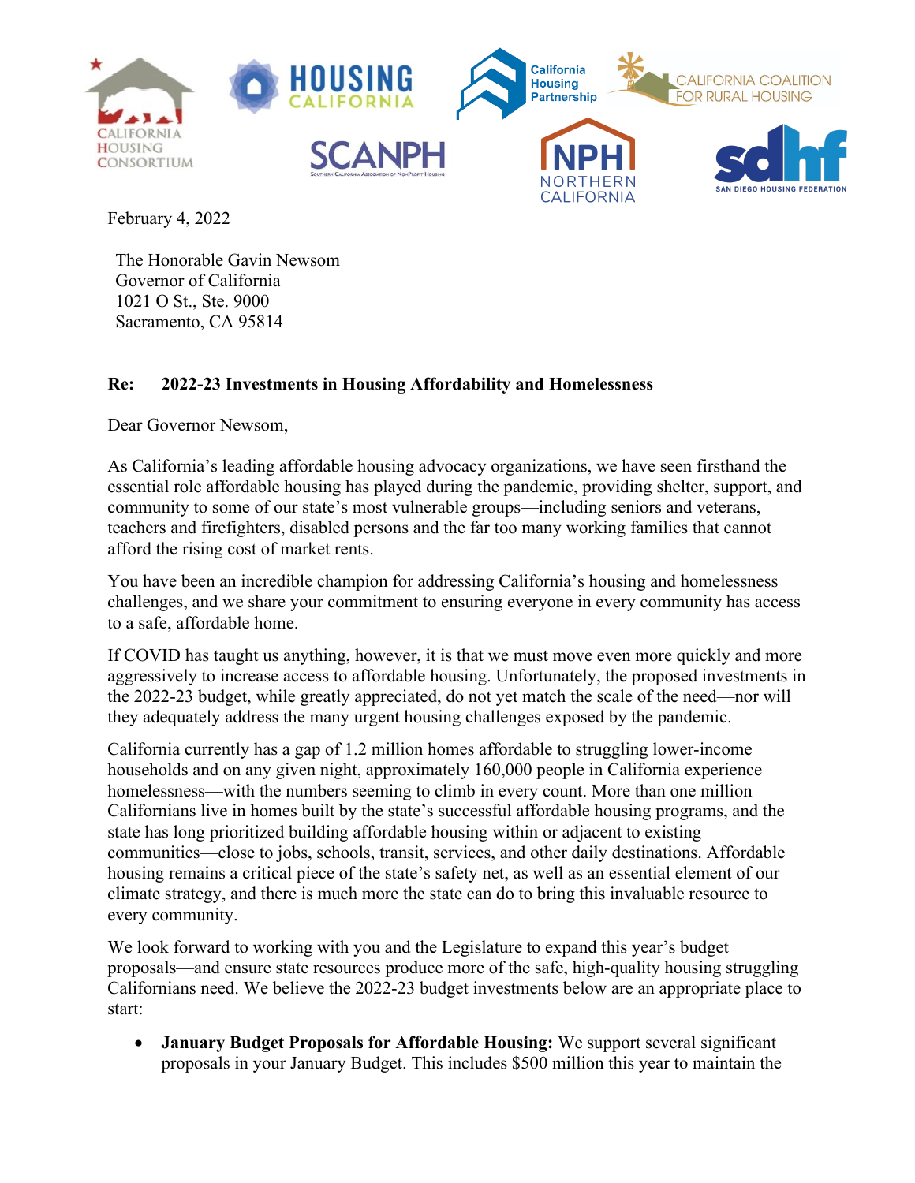February 4, 2022

The Honorable Gavin Newsom
Governor of California
1021 O St., Ste. 9000
Sacramento, CA 95814

**Re: 2022-23 Investments in Housing Affordability and Homelessness**

Dear Governor Newsom,

As California's leading affordable housing advocacy organizations, we have seen firsthand the essential role affordable housing has played during the pandemic, providing shelter, support, and community to some of our state's most vulnerable groups—including seniors and veterans, teachers and firefighters, disabled persons and the far too many working families that cannot afford the rising cost of market rents.

You have been an incredible champion for addressing California's housing and homelessness challenges, and we share your commitment to ensuring everyone in every community has access to a safe, affordable home.

If COVID has taught us anything, however, it is that we must move even more quickly and more aggressively to increase access to affordable housing. Unfortunately, the proposed investments in the 2022-23 budget, while greatly appreciated, do not yet match the scale of the need—nor will they adequately address the many urgent housing challenges exposed by the pandemic.

California currently has a gap of 1.2 million homes affordable to struggling lower-income households and on any given night, approximately 160,000 people in California experience homelessness—with the numbers seeming to climb in every count. More than one million Californians live in homes built by the state's successful affordable housing programs, and the state has long prioritized building affordable housing within or adjacent to existing communities—close to jobs, schools, transit, services, and other daily destinations. Affordable housing remains a critical piece of the state's safety net, as well as an essential element of our climate strategy, and there is much more the state can do to bring this invaluable resource to every community.

We look forward to working with you and the Legislature to expand this year's budget proposals—and ensure state resources produce more of the safe, high-quality housing struggling Californians need. We believe the 2022-23 budget investments below are an appropriate place to start:

- **January Budget Proposals for Affordable Housing:** We support several significant proposals in your January Budget. This includes $500 million this year to maintain the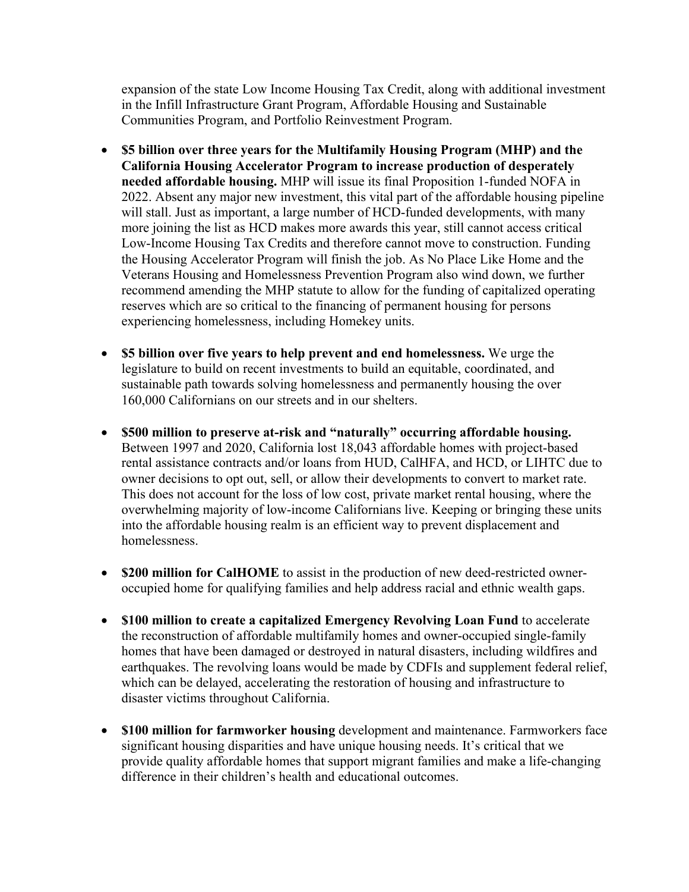expansion of the state Low Income Housing Tax Credit, along with additional investment in the Infill Infrastructure Grant Program, Affordable Housing and Sustainable Communities Program, and Portfolio Reinvestment Program.

- **$5 billion over three years for the Multifamily Housing Program (MHP) and the California Housing Accelerator Program to increase production of desperately needed affordable housing.** MHP will issue its final Proposition 1-funded NOFA in 2022. Absent any major new investment, this vital part of the affordable housing pipeline will stall. Just as important, a large number of HCD-funded developments, with many more joining the list as HCD makes more awards this year, still cannot access critical Low-Income Housing Tax Credits and therefore cannot move to construction. Funding the Housing Accelerator Program will finish the job. As No Place Like Home and the Veterans Housing and Homelessness Prevention Program also wind down, we further recommend amending the MHP statute to allow for the funding of capitalized operating reserves which are so critical to the financing of permanent housing for persons experiencing homelessness, including Homekey units.

- **$5 billion over five years to help prevent and end homelessness.** We urge the legislature to build on recent investments to build an equitable, coordinated, and sustainable path towards solving homelessness and permanently housing the over 160,000 Californians on our streets and in our shelters.

- **$500 million to preserve at-risk and "naturally" occurring affordable housing.** Between 1997 and 2020, California lost 18,043 affordable homes with project-based rental assistance contracts and/or loans from HUD, CalHFA, and HCD, or LIHTC due to owner decisions to opt out, sell, or allow their developments to convert to market rate. This does not account for the loss of low cost, private market rental housing, where the overwhelming majority of low-income Californians live. Keeping or bringing these units into the affordable housing realm is an efficient way to prevent displacement and homelessness.

- **$200 million for CalHOME** to assist in the production of new deed-restricted owner-occupied home for qualifying families and help address racial and ethnic wealth gaps.

- **$100 million to create a capitalized Emergency Revolving Loan Fund** to accelerate the reconstruction of affordable multifamily homes and owner-occupied single-family homes that have been damaged or destroyed in natural disasters, including wildfires and earthquakes. The revolving loans would be made by CDFIs and supplement federal relief, which can be delayed, accelerating the restoration of housing and infrastructure to disaster victims throughout California.

- **$100 million for farmworker housing** development and maintenance. Farmworkers face significant housing disparities and have unique housing needs. It's critical that we provide quality affordable homes that support migrant families and make a life-changing difference in their children's health and educational outcomes.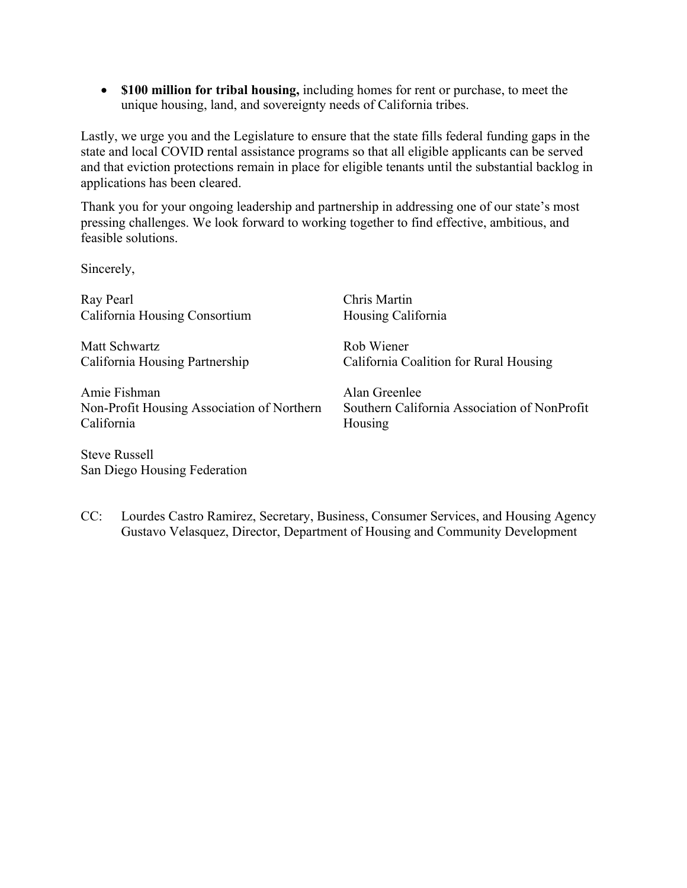- **$100 million for tribal housing,** including homes for rent or purchase, to meet the unique housing, land, and sovereignty needs of California tribes.

Lastly, we urge you and the Legislature to ensure that the state fills federal funding gaps in the state and local COVID rental assistance programs so that all eligible applicants can be served and that eviction protections remain in place for eligible tenants until the substantial backlog in applications has been cleared.

Thank you for your ongoing leadership and partnership in addressing one of our state's most pressing challenges. We look forward to working together to find effective, ambitious, and feasible solutions.

Sincerely,

Ray Pearl
California Housing Consortium

Chris Martin
Housing California

Matt Schwartz
California Housing Partnership

Rob Wiener
California Coalition for Rural Housing

Amie Fishman
Non-Profit Housing Association of Northern California

Alan Greenlee
Southern California Association of NonProfit Housing

Steve Russell
San Diego Housing Federation

CC: Lourdes Castro Ramirez, Secretary, Business, Consumer Services, and Housing Agency
Gustavo Velasquez, Director, Department of Housing and Community Development